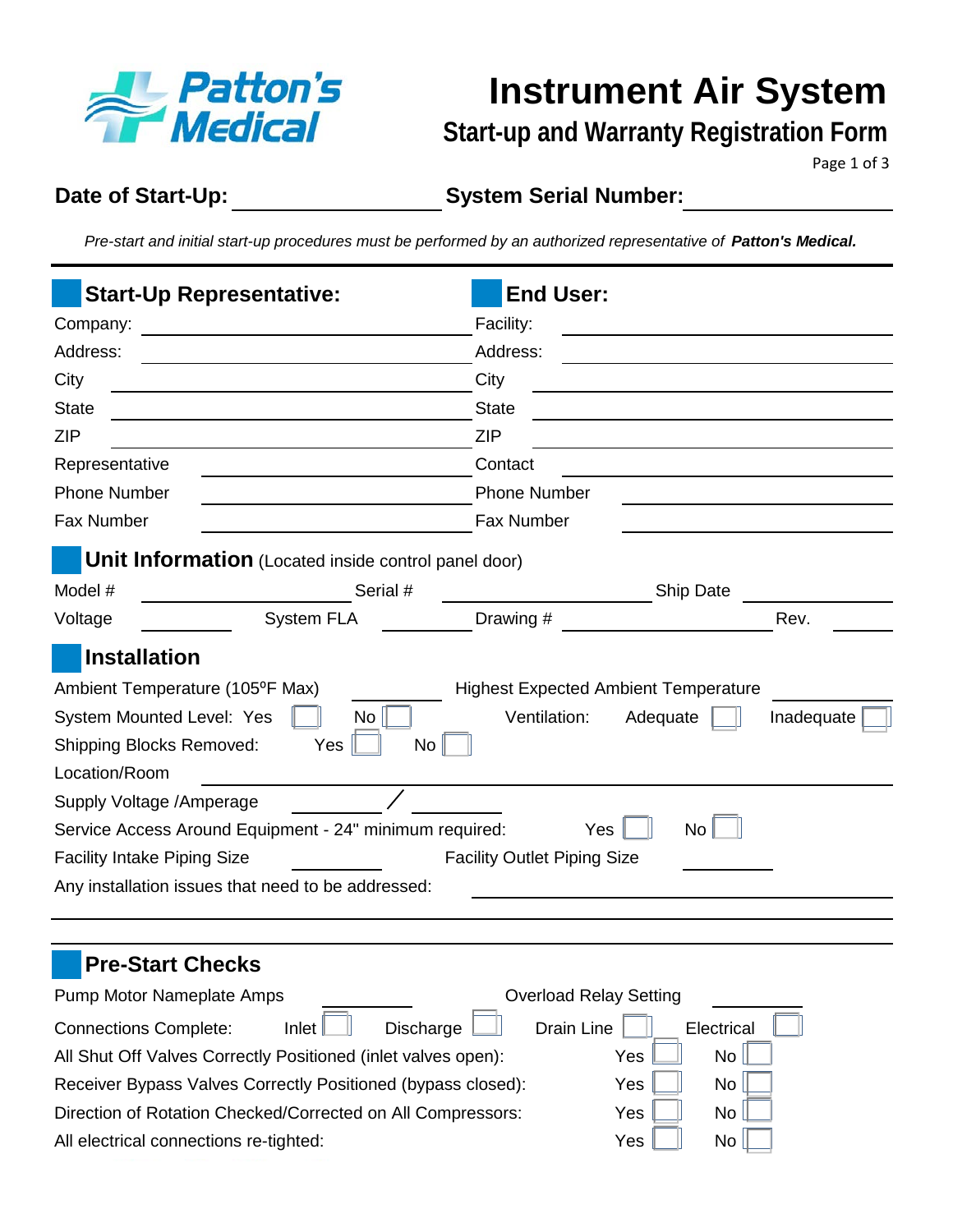Patton's Medical

# Instrument Air System

## Start-up and Warranty Registration Form

**Date of Start-Up:** ____________________ **System Serial Number:** ____________________

*Pre-start and initial start-up procedures must be performed by an authorized representative of* ***Patton's Medical.***

---

### Start-Up Representative:

Company: ____________________

Address: ____________________

City ____________________

State ____________________

ZIP ____________________

Representative ____________________

Phone Number ____________________

Fax Number ____________________

### End User:

Facility: ____________________

Address: ____________________

City ____________________

State ____________________

ZIP ____________________

Contact ____________________

Phone Number ____________________

Fax Number ____________________

### Unit Information (Located inside control panel door)

Model # ____________ Serial # ____________ Ship Date ____________

Voltage ________ System FLA ________ Drawing # ____________ Rev. ______

### Installation

Ambient Temperature (105ºF Max) ________ Highest Expected Ambient Temperature ________

System Mounted Level: Yes ☐ No ☐ Ventilation: Adequate ☐ Inadequate ☐

Shipping Blocks Removed: Yes ☐ No ☐

Location/Room ____________________

Supply Voltage /Amperage ________ / ________

Service Access Around Equipment - 24" minimum required: Yes ☐ No ☐

Facility Intake Piping Size ________ Facility Outlet Piping Size ________

Any installation issues that need to be addressed: ____________________

---

### Pre-Start Checks

Pump Motor Nameplate Amps ________ Overload Relay Setting ________

Connections Complete: Inlet ☐ Discharge ☐ Drain Line ☐ Electrical ☐

All Shut Off Valves Correctly Positioned (inlet valves open): Yes ☐ No ☐

Receiver Bypass Valves Correctly Positioned (bypass closed): Yes ☐ No ☐

Direction of Rotation Checked/Corrected on All Compressors: Yes ☐ No ☐

All electrical connections re-tighted: Yes ☐ No ☐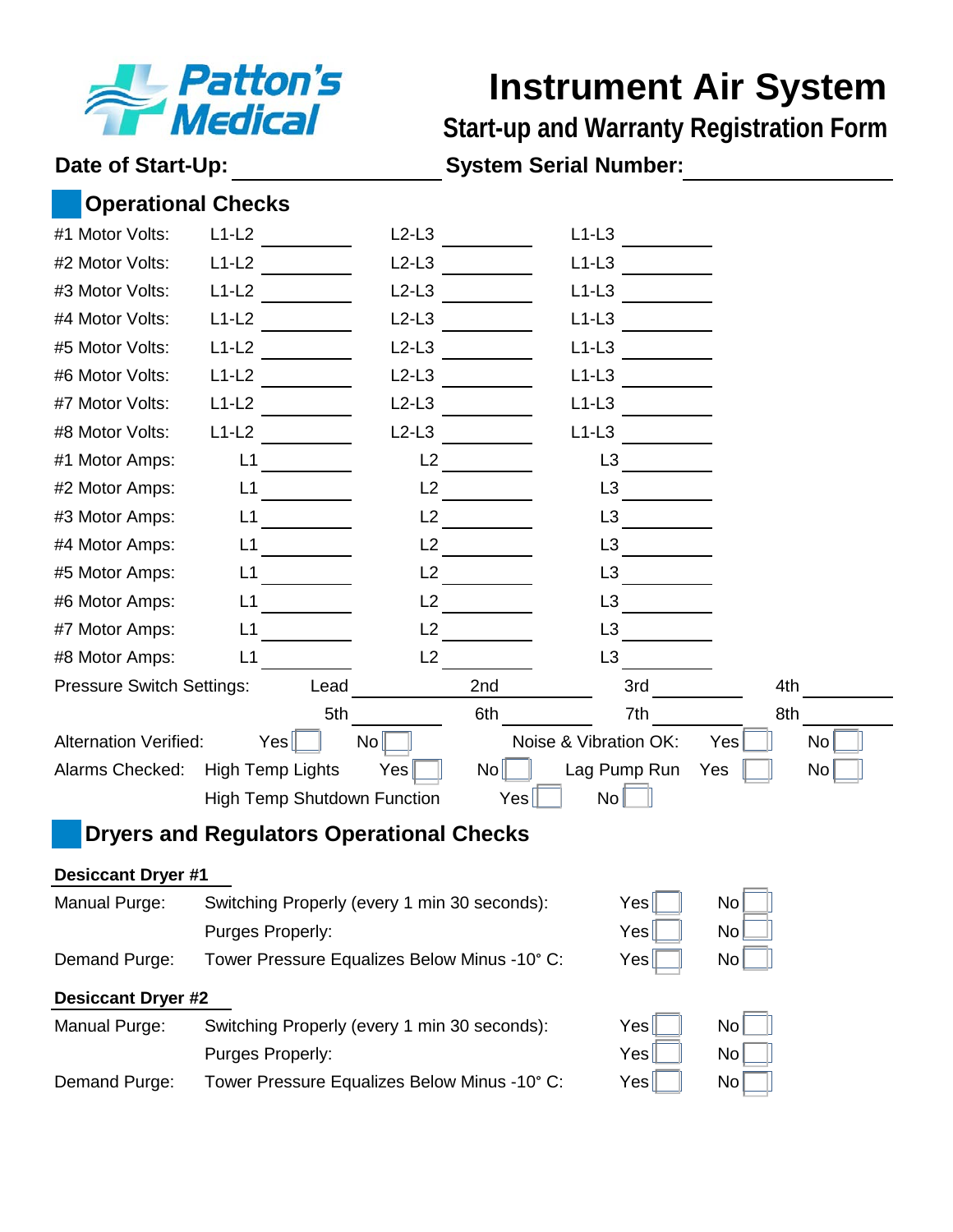# Instrument Air System

## Start-up and Warranty Registration Form

**Date of Start-Up:** ____________________ **System Serial Number:** ____________________

## Operational Checks

| | | | |
|---|---|---|---|
| #1 Motor Volts: | L1-L2 ________ | L2-L3 ________ | L1-L3 ________ |
| #2 Motor Volts: | L1-L2 ________ | L2-L3 ________ | L1-L3 ________ |
| #3 Motor Volts: | L1-L2 ________ | L2-L3 ________ | L1-L3 ________ |
| #4 Motor Volts: | L1-L2 ________ | L2-L3 ________ | L1-L3 ________ |
| #5 Motor Volts: | L1-L2 ________ | L2-L3 ________ | L1-L3 ________ |
| #6 Motor Volts: | L1-L2 ________ | L2-L3 ________ | L1-L3 ________ |
| #7 Motor Volts: | L1-L2 ________ | L2-L3 ________ | L1-L3 ________ |
| #8 Motor Volts: | L1-L2 ________ | L2-L3 ________ | L1-L3 ________ |
| #1 Motor Amps: | L1 ________ | L2 ________ | L3 ________ |
| #2 Motor Amps: | L1 ________ | L2 ________ | L3 ________ |
| #3 Motor Amps: | L1 ________ | L2 ________ | L3 ________ |
| #4 Motor Amps: | L1 ________ | L2 ________ | L3 ________ |
| #5 Motor Amps: | L1 ________ | L2 ________ | L3 ________ |
| #6 Motor Amps: | L1 ________ | L2 ________ | L3 ________ |
| #7 Motor Amps: | L1 ________ | L2 ________ | L3 ________ |
| #8 Motor Amps: | L1 ________ | L2 ________ | L3 ________ |

Pressure Switch Settings: Lead ________ 2nd ________ 3rd ________ 4th ________

5th ________ 6th ________ 7th ________ 8th ________

Alternation Verified: Yes ☐ No ☐ Noise & Vibration OK: Yes ☐ No ☐

Alarms Checked: High Temp Lights Yes ☐ No ☐ Lag Pump Run Yes ☐ No ☐

High Temp Shutdown Function Yes ☐ No ☐

## Dryers and Regulators Operational Checks

**Desiccant Dryer #1**

| | | | |
|---|---|---|---|
| Manual Purge: | Switching Properly (every 1 min 30 seconds): | Yes ☐ | No ☐ |
| | Purges Properly: | Yes ☐ | No ☐ |
| Demand Purge: | Tower Pressure Equalizes Below Minus -10° C: | Yes ☐ | No ☐ |

**Desiccant Dryer #2**

| | | | |
|---|---|---|---|
| Manual Purge: | Switching Properly (every 1 min 30 seconds): | Yes ☐ | No ☐ |
| | Purges Properly: | Yes ☐ | No ☐ |
| Demand Purge: | Tower Pressure Equalizes Below Minus -10° C: | Yes ☐ | No ☐ |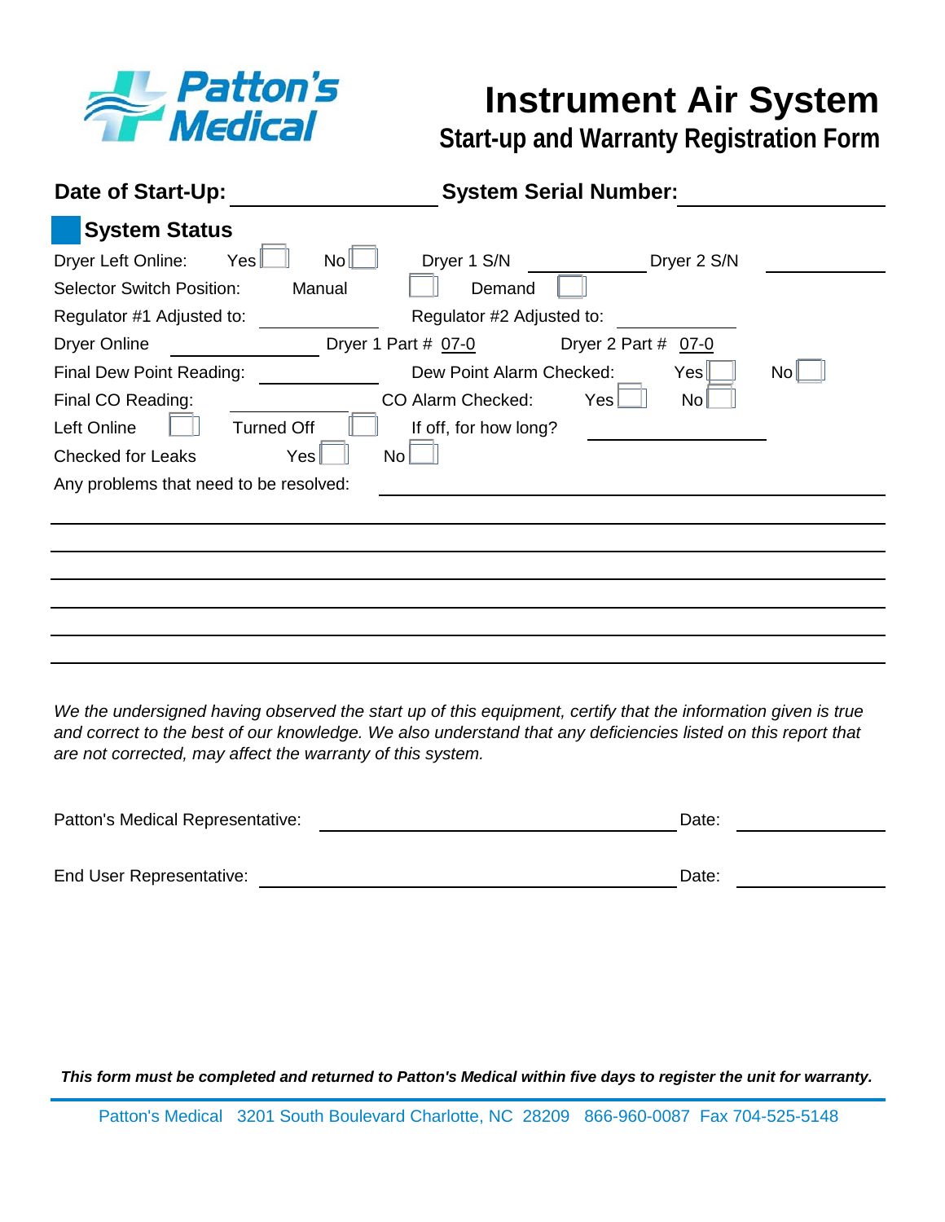Patton's Medical

# Instrument Air System

## Start-up and Warranty Registration Form

**Date of Start-Up:** ____________________ **System Serial Number:** ____________________

### System Status

Dryer Left Online: Yes ☐ No ☐ Dryer 1 S/N ____________ Dryer 2 S/N ____________

Selector Switch Position: Manual ☐ Demand ☐

Regulator #1 Adjusted to: ____________ Regulator #2 Adjusted to: ____________

Dryer Online ____________ Dryer 1 Part # 07-0 Dryer 2 Part # 07-0

Final Dew Point Reading: ____________ Dew Point Alarm Checked: Yes ☐ No ☐

Final CO Reading: ____________ CO Alarm Checked: Yes ☐ No ☐

Left Online ☐ Turned Off ☐ If off, for how long? ____________

Checked for Leaks Yes ☐ No ☐

Any problems that need to be resolved: ________________________________________

________________________________________________________________________

________________________________________________________________________

________________________________________________________________________

________________________________________________________________________

________________________________________________________________________

________________________________________________________________________

*We the undersigned having observed the start up of this equipment, certify that the information given is true and correct to the best of our knowledge. We also understand that any deficiencies listed on this report that are not corrected, may affect the warranty of this system.*

Patton's Medical Representative: ______________________________ Date: ____________

End User Representative: ______________________________ Date: ____________

***This form must be completed and returned to Patton's Medical within five days to register the unit for warranty.***

Patton's Medical 3201 South Boulevard Charlotte, NC 28209 866-960-0087 Fax 704-525-5148